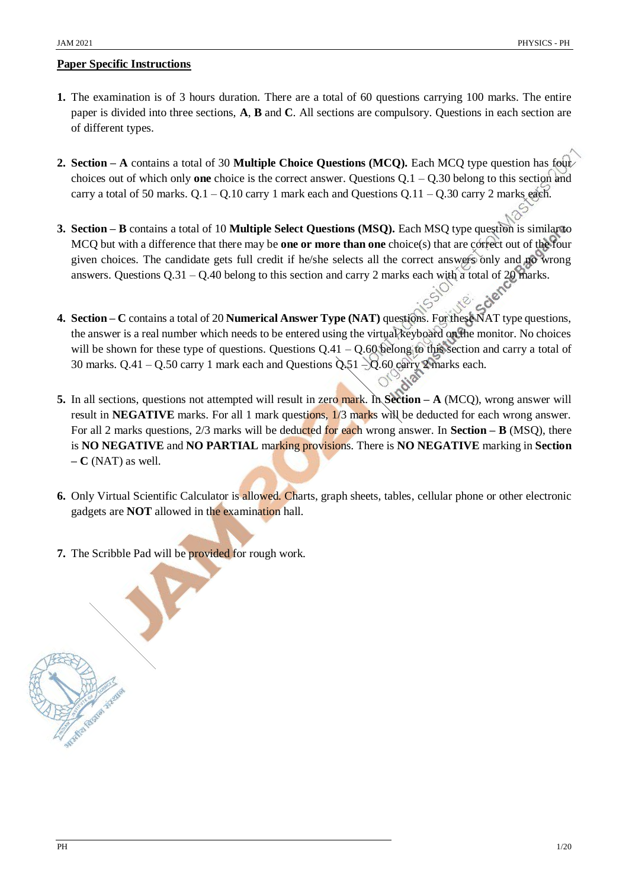## Paper Specific Instructions

1. The examination is of 3 hours duration. There are a total of 60 questions carrying 100 marks. The entire paper is divided into three sections, **A**, **B** and **C**. All sections are compulsory. Questions in each section are of different types.

2. **Section – A** contains a total of 30 **Multiple Choice Questions (MCQ).** Each MCQ type question has four choices out of which only **one** choice is the correct answer. Questions Q.1 – Q.30 belong to this section and carry a total of 50 marks. Q.1 – Q.10 carry 1 mark each and Questions Q.11 – Q.30 carry 2 marks each.

3. **Section – B** contains a total of 10 **Multiple Select Questions (MSQ).** Each MSQ type question is similar to MCQ but with a difference that there may be **one or more than one** choice(s) that are correct out of the four given choices. The candidate gets full credit if he/she selects all the correct answers only and no wrong answers. Questions Q.31 – Q.40 belong to this section and carry 2 marks each with a total of 20 marks.

4. **Section – C** contains a total of 20 **Numerical Answer Type (NAT)** questions. For these NAT type questions, the answer is a real number which needs to be entered using the virtual keyboard on the monitor. No choices will be shown for these type of questions. Questions Q.41 – Q.60 belong to this section and carry a total of 30 marks. Q.41 – Q.50 carry 1 mark each and Questions Q.51 – Q.60 carry 2 marks each.

5. In all sections, questions not attempted will result in zero mark. In **Section – A** (MCQ), wrong answer will result in **NEGATIVE** marks. For all 1 mark questions, 1/3 marks will be deducted for each wrong answer. For all 2 marks questions, 2/3 marks will be deducted for each wrong answer. In **Section – B** (MSQ), there is **NO NEGATIVE** and **NO PARTIAL** marking provisions. There is **NO NEGATIVE** marking in **Section – C** (NAT) as well.

6. Only Virtual Scientific Calculator is allowed. Charts, graph sheets, tables, cellular phone or other electronic gadgets are **NOT** allowed in the examination hall.

7. The Scribble Pad will be provided for rough work.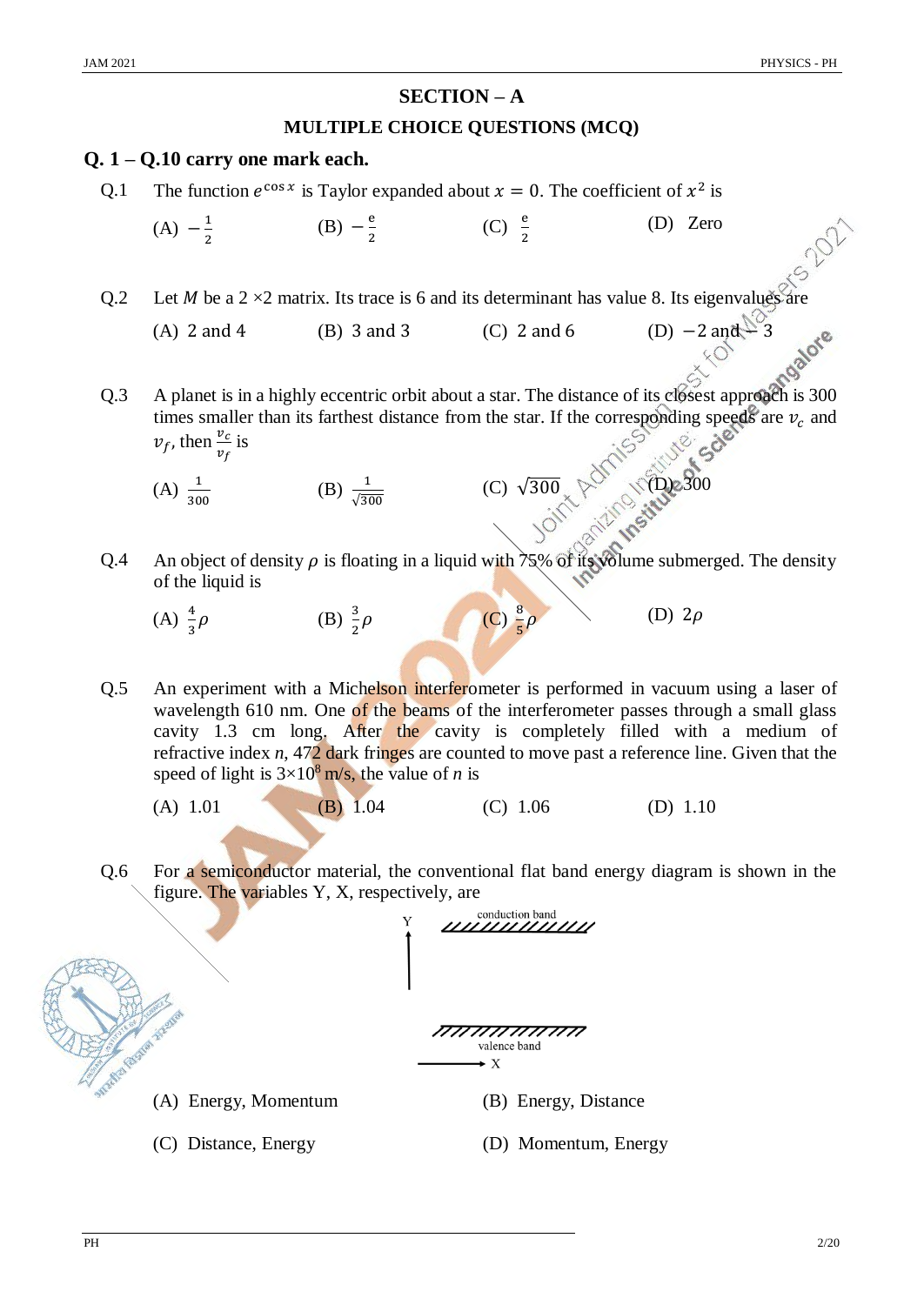## SECTION – A

## MULTIPLE CHOICE QUESTIONS (MCQ)

### Q. 1 – Q.10 carry one mark each.

Q.1 The function $e^{\cos x}$ is Taylor expanded about $x = 0$. The coefficient of $x^2$ is

(A) $-\frac{1}{2}$ (B) $-\frac{e}{2}$ (C) $\frac{e}{2}$ (D) Zero

Q.2 Let $M$ be a 2 ×2 matrix. Its trace is 6 and its determinant has value 8. Its eigenvalues are

(A) 2 and 4 (B) 3 and 3 (C) 2 and 6 (D) $-2$ and $-3$

Q.3 A planet is in a highly eccentric orbit about a star. The distance of its closest approach is 300 times smaller than its farthest distance from the star. If the corresponding speeds are $v_c$ and $v_f$, then $\frac{v_c}{v_f}$ is

(A) $\frac{1}{300}$ (B) $\frac{1}{\sqrt{300}}$ (C) $\sqrt{300}$ (D) 300

Q.4 An object of density $\rho$ is floating in a liquid with 75% of its volume submerged. The density of the liquid is

(A) $\frac{4}{3}\rho$ (B) $\frac{3}{2}\rho$ (C) $\frac{8}{5}\rho$ (D) $2\rho$

Q.5 An experiment with a Michelson interferometer is performed in vacuum using a laser of wavelength 610 nm. One of the beams of the interferometer passes through a small glass cavity 1.3 cm long. After the cavity is completely filled with a medium of refractive index $n$, 472 dark fringes are counted to move past a reference line. Given that the speed of light is $3\times10^8$ m/s, the value of $n$ is

(A) 1.01 (B) 1.04 (C) 1.06 (D) 1.10

Q.6 For a semiconductor material, the conventional flat band energy diagram is shown in the figure. The variables Y, X, respectively, are

(A) Energy, Momentum (B) Energy, Distance

(C) Distance, Energy (D) Momentum, Energy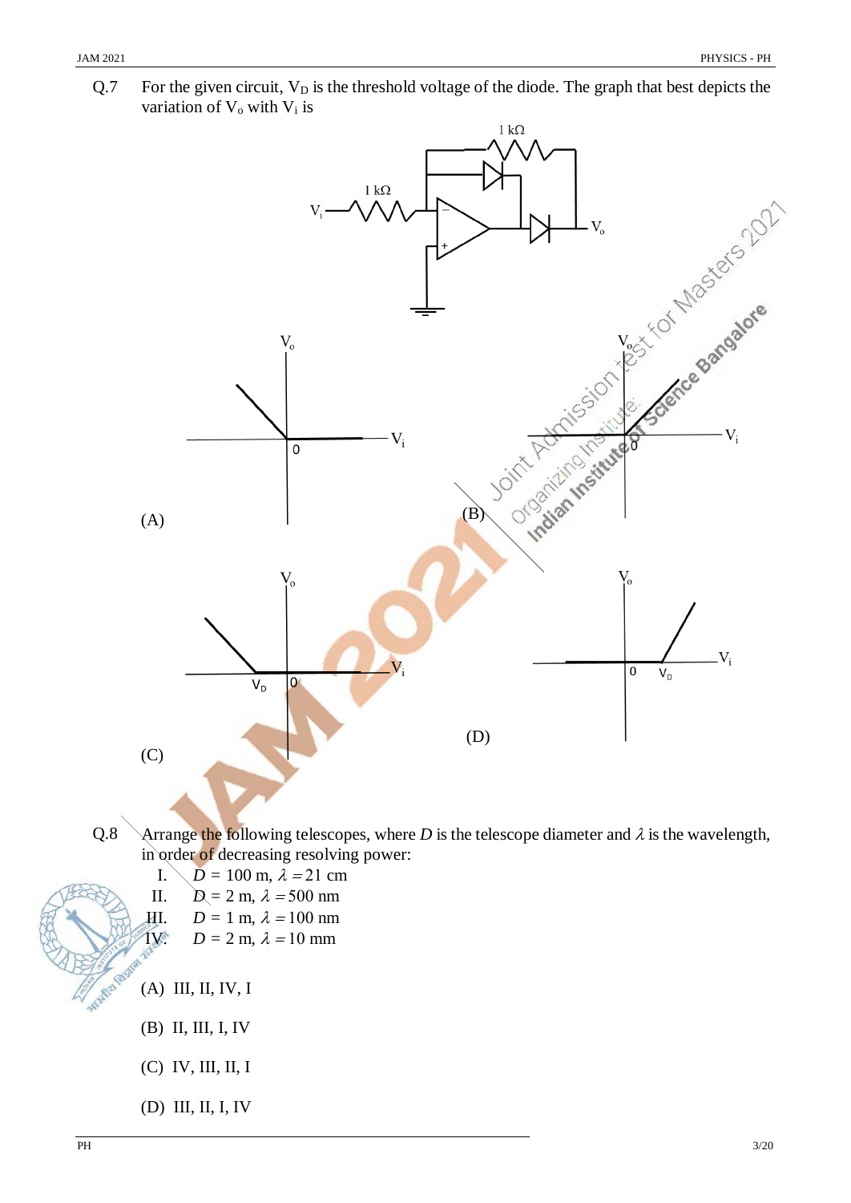Q.7 For the given circuit, $V_D$ is the threshold voltage of the diode. The graph that best depicts the variation of $V_o$ with $V_i$ is

(A)

(B)

(C)

(D)

Q.8 Arrange the following telescopes, where $D$ is the telescope diameter and $\lambda$ is the wavelength, in order of decreasing resolving power:

I. $D$ = 100 m, $\lambda = 21$ cm

II. $D$ = 2 m, $\lambda = 500$ nm

III. $D$ = 1 m, $\lambda = 100$ nm

IV. $D$ = 2 m, $\lambda = 10$ mm

(A) III, II, IV, I

(B) II, III, I, IV

(C) IV, III, II, I

(D) III, II, I, IV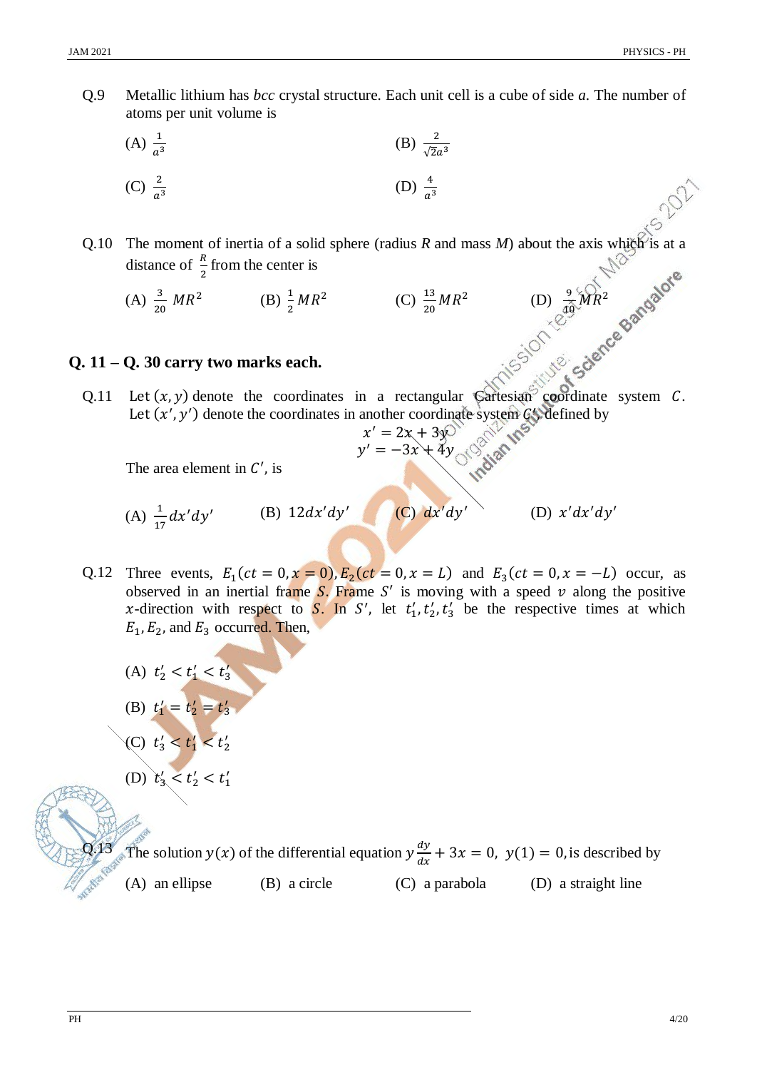Q.9 Metallic lithium has *bcc* crystal structure. Each unit cell is a cube of side $a$. The number of atoms per unit volume is

(A) $\frac{1}{a^3}$

(B) $\frac{2}{\sqrt{2}a^3}$

(C) $\frac{2}{a^3}$

(D) $\frac{4}{a^3}$

Q.10 The moment of inertia of a solid sphere (radius $R$ and mass $M$) about the axis which is at a distance of $\frac{R}{2}$ from the center is

(A) $\frac{3}{20}MR^2$

(B) $\frac{1}{2}MR^2$

(C) $\frac{13}{20}MR^2$

(D) $\frac{9}{10}MR^2$

## Q. 11 – Q. 30 carry two marks each.

Q.11 Let $(x, y)$ denote the coordinates in a rectangular Cartesian coordinate system $C$. Let $(x', y')$ denote the coordinates in another coordinate system $C'$, defined by

$$x' = 2x + 3y$$
$$y' = -3x + 4y$$

The area element in $C'$, is

(A) $\frac{1}{17}dx'dy'$

(B) $12dx'dy'$

(C) $dx'dy'$

(D) $x'dx'dy'$

Q.12 Three events, $E_1(ct = 0, x = 0), E_2(ct = 0, x = L)$ and $E_3(ct = 0, x = -L)$ occur, as observed in an inertial frame $S$. Frame $S'$ is moving with a speed $v$ along the positive $x$-direction with respect to $S$. In $S'$, let $t_1', t_2', t_3'$ be the respective times at which $E_1, E_2$, and $E_3$ occurred. Then,

(A) $t_2' < t_1' < t_3'$

(B) $t_1' = t_2' = t_3'$

(C) $t_3' < t_1' < t_2'$

(D) $t_3' < t_2' < t_1'$

Q.13 The solution $y(x)$ of the differential equation $y\frac{dy}{dx} + 3x = 0,\ y(1) = 0$, is described by

(A) an ellipse

(B) a circle

(C) a parabola

(D) a straight line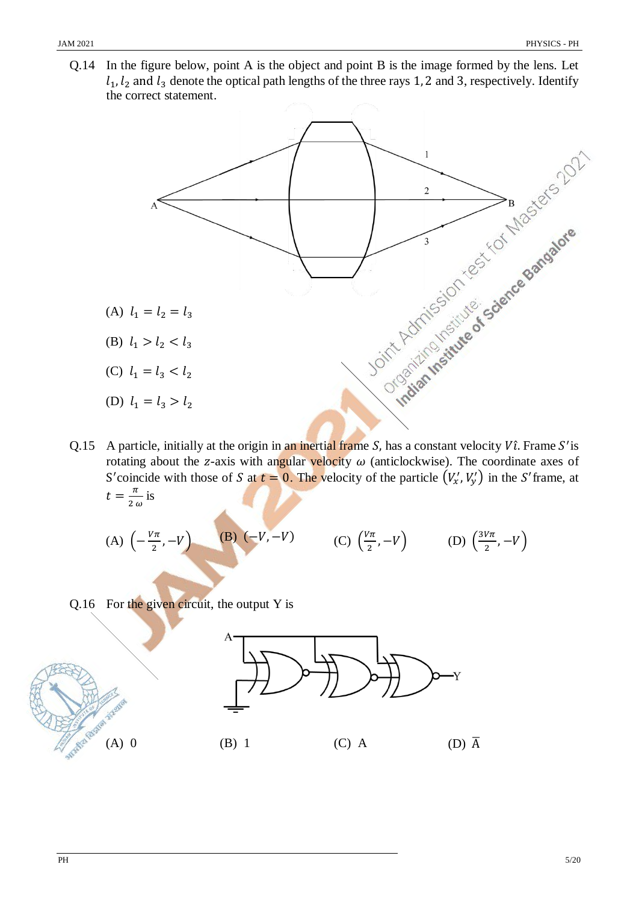Q.14 In the figure below, point A is the object and point B is the image formed by the lens. Let $l_1, l_2$ and $l_3$ denote the optical path lengths of the three rays 1, 2 and 3, respectively. Identify the correct statement.

(A) $l_1 = l_2 = l_3$

(B) $l_1 > l_2 < l_3$

(C) $l_1 = l_3 < l_2$

(D) $l_1 = l_3 > l_2$

Q.15 A particle, initially at the origin in an inertial frame $S$, has a constant velocity $V\hat{\imath}$. Frame $S'$ is rotating about the $z$-axis with angular velocity $\omega$ (anticlockwise). The coordinate axes of $S'$ coincide with those of $S$ at $t = 0$. The velocity of the particle $(V_x', V_y')$ in the $S'$ frame, at $t = \frac{\pi}{2\,\omega}$ is

(A) $\left(-\frac{V\pi}{2}, -V\right)$ (B) $(-V, -V)$ (C) $\left(\frac{V\pi}{2}, -V\right)$ (D) $\left(\frac{3V\pi}{2}, -V\right)$

Q.16 For the given circuit, the output Y is

(A) 0 (B) 1 (C) A (D) $\bar{\text{A}}$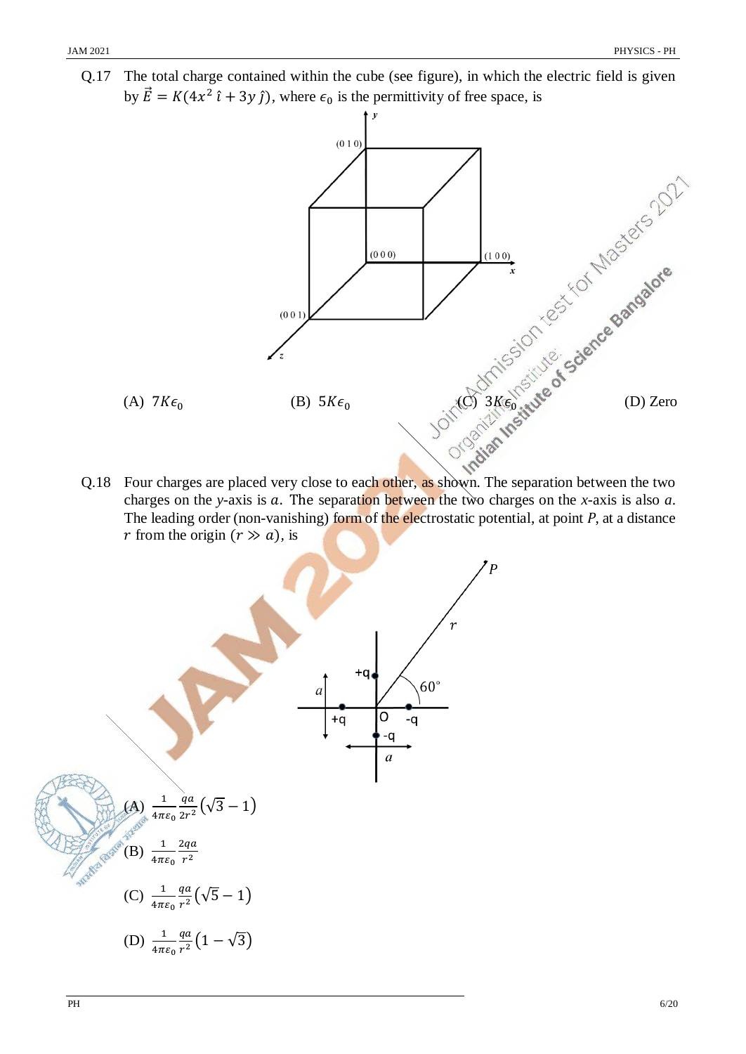Q.17 The total charge contained within the cube (see figure), in which the electric field is given by $\vec{E} = K(4x^2\,\hat{\imath} + 3y\,\hat{\jmath})$, where $\epsilon_0$ is the permittivity of free space, is

(A) $7K\epsilon_0$

(B) $5K\epsilon_0$

(C) $3K\epsilon_0$

(D) Zero

Q.18 Four charges are placed very close to each other, as shown. The separation between the two charges on the $y$-axis is $a$. The separation between the two charges on the $x$-axis is also $a$. The leading order (non-vanishing) form of the electrostatic potential, at point $P$, at a distance $r$ from the origin $(r \gg a)$, is

(A) $\frac{1}{4\pi\varepsilon_0}\frac{qa}{2r^2}\left(\sqrt{3}-1\right)$

(B) $\frac{1}{4\pi\varepsilon_0}\frac{2qa}{r^2}$

(C) $\frac{1}{4\pi\varepsilon_0}\frac{qa}{r^2}\left(\sqrt{5}-1\right)$

(D) $\frac{1}{4\pi\varepsilon_0}\frac{qa}{r^2}\left(1-\sqrt{3}\right)$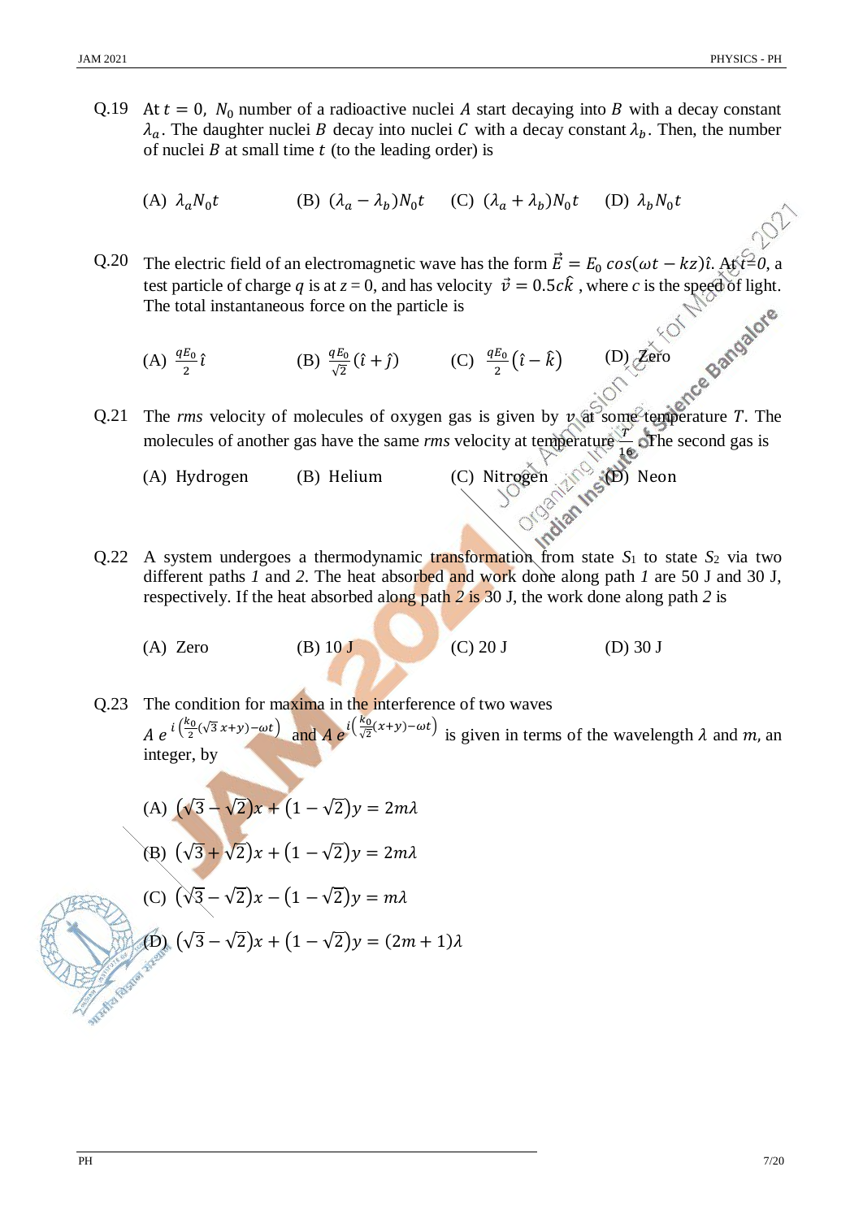Q.19 At $t = 0$, $N_0$ number of a radioactive nuclei $A$ start decaying into $B$ with a decay constant $\lambda_a$. The daughter nuclei $B$ decay into nuclei $C$ with a decay constant $\lambda_b$. Then, the number of nuclei $B$ at small time $t$ (to the leading order) is

(A) $\lambda_a N_0 t$ (B) $(\lambda_a - \lambda_b) N_0 t$ (C) $(\lambda_a + \lambda_b) N_0 t$ (D) $\lambda_b N_0 t$

Q.20 The electric field of an electromagnetic wave has the form $\vec{E} = E_0 \cos(\omega t - kz)\hat{\imath}$. At $t=0$, a test particle of charge $q$ is at $z = 0$, and has velocity $\vec{v} = 0.5c\hat{k}$, where $c$ is the speed of light. The total instantaneous force on the particle is

(A) $\frac{qE_0}{2}\hat{\imath}$ (B) $\frac{qE_0}{\sqrt{2}}(\hat{\imath} + \hat{\jmath})$ (C) $\frac{qE_0}{2}(\hat{\imath} - \hat{k})$ (D) Zero

Q.21 The *rms* velocity of molecules of oxygen gas is given by $v$ at some temperature $T$. The molecules of another gas have the same *rms* velocity at temperature $\frac{T}{16}$. The second gas is

(A) Hydrogen (B) Helium (C) Nitrogen (D) Neon

Q.22 A system undergoes a thermodynamic transformation from state $S_1$ to state $S_2$ via two different paths *1* and *2*. The heat absorbed and work done along path *1* are 50 J and 30 J, respectively. If the heat absorbed along path *2* is 30 J, the work done along path *2* is

(A) Zero (B) 10 J (C) 20 J (D) 30 J

Q.23 The condition for maxima in the interference of two waves $A\, e^{\,i\left(\frac{k_0}{2}(\sqrt{3}\,x + y) - \omega t\right)}$ and $A\, e^{\,i\left(\frac{k_0}{\sqrt{2}}(x + y) - \omega t\right)}$ is given in terms of the wavelength $\lambda$ and $m$, an integer, by

(A) $(\sqrt{3} - \sqrt{2})x + (1 - \sqrt{2})y = 2m\lambda$

(B) $(\sqrt{3} + \sqrt{2})x + (1 - \sqrt{2})y = 2m\lambda$

(C) $(\sqrt{3} - \sqrt{2})x - (1 - \sqrt{2})y = m\lambda$

(D) $(\sqrt{3} - \sqrt{2})x + (1 - \sqrt{2})y = (2m + 1)\lambda$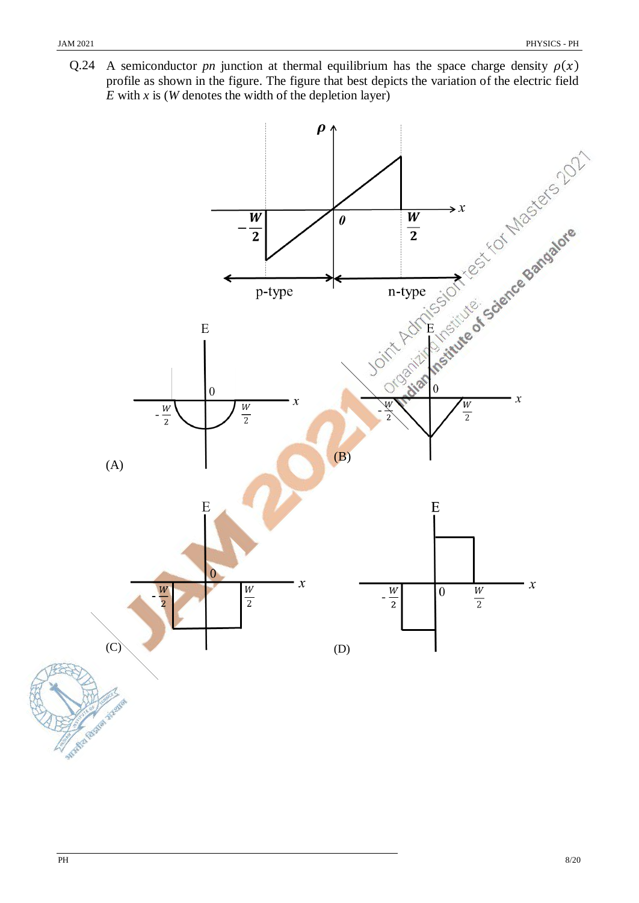Q.24 A semiconductor *pn* junction at thermal equilibrium has the space charge density $\rho(x)$ profile as shown in the figure. The figure that best depicts the variation of the electric field $E$ with $x$ is ($W$ denotes the width of the depletion layer)

(A)

(B)

(C)

(D)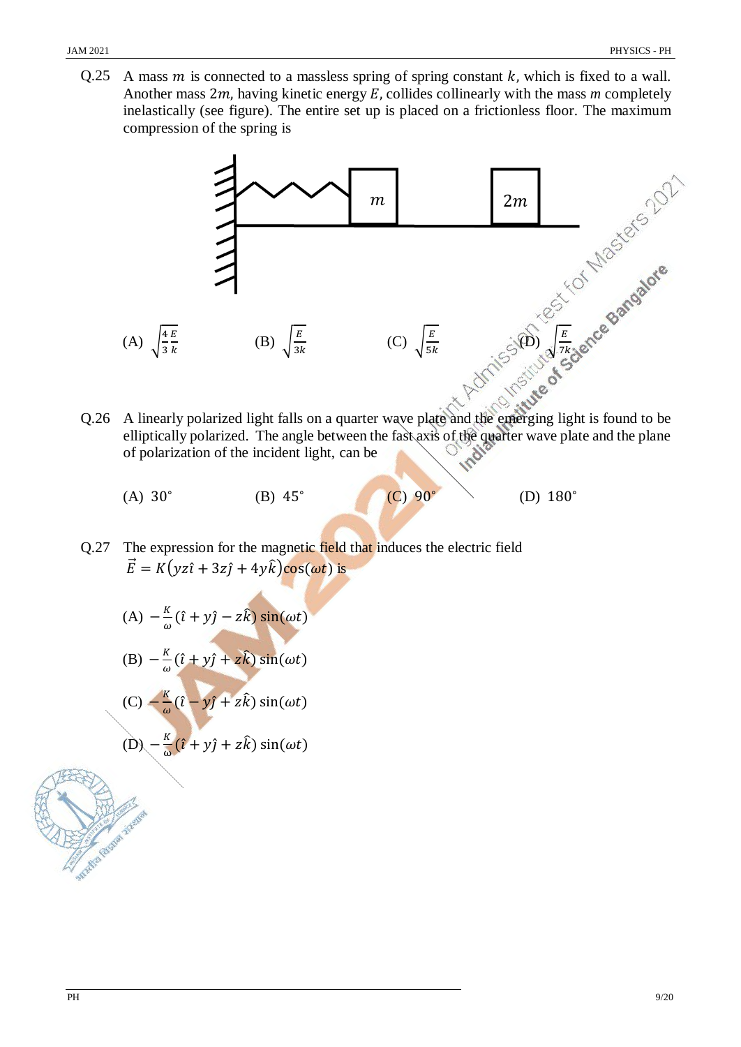Q.25 A mass $m$ is connected to a massless spring of spring constant $k$, which is fixed to a wall. Another mass $2m$, having kinetic energy $E$, collides collinearly with the mass $m$ completely inelastically (see figure). The entire set up is placed on a frictionless floor. The maximum compression of the spring is

(A) $\sqrt{\frac{4}{3}\frac{E}{k}}$ (B) $\sqrt{\frac{E}{3k}}$ (C) $\sqrt{\frac{E}{5k}}$ (D) $\sqrt{\frac{E}{7k}}$

Q.26 A linearly polarized light falls on a quarter wave plate and the emerging light is found to be elliptically polarized. The angle between the fast axis of the quarter wave plate and the plane of polarization of the incident light, can be

(A) $30^{\circ}$ (B) $45^{\circ}$ (C) $90^{\circ}$ (D) $180^{\circ}$

Q.27 The expression for the magnetic field that induces the electric field
$\vec{E} = K\big(yz\hat{\imath} + 3z\hat{\jmath} + 4y\hat{k}\big)\cos(\omega t)$ is

(A) $-\frac{K}{\omega}(\hat{\imath} + y\hat{\jmath} - z\hat{k})\sin(\omega t)$

(B) $-\frac{K}{\omega}(\hat{\imath} + y\hat{\jmath} + z\hat{k})\sin(\omega t)$

(C) $-\frac{K}{\omega}(\hat{\imath} - y\hat{\jmath} + z\hat{k})\sin(\omega t)$

(D) $-\frac{K}{\omega}(\hat{\imath} + y\hat{\jmath} + z\hat{k})\sin(\omega t)$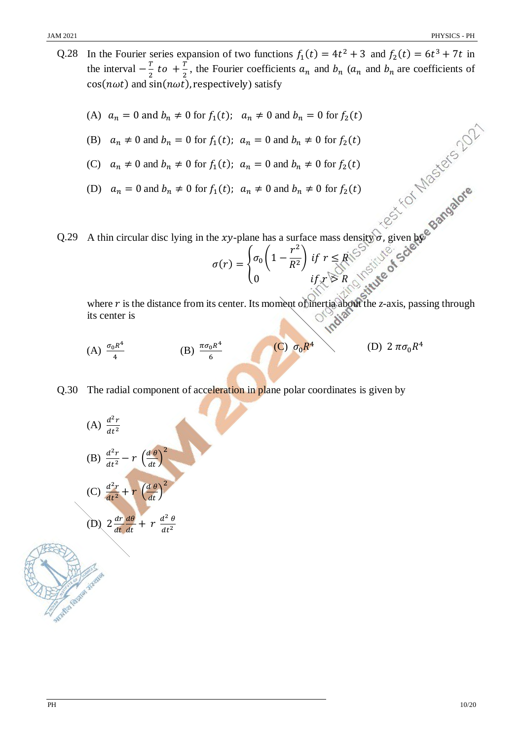Q.28 In the Fourier series expansion of two functions $f_1(t) = 4t^2 + 3$ and $f_2(t) = 6t^3 + 7t$ in the interval $-\frac{T}{2}$ *to* $+\frac{T}{2}$, the Fourier coefficients $a_n$ and $b_n$ ($a_n$ and $b_n$ are coefficients of $\cos(n\omega t)$ and $\sin(n\omega t)$, respectively) satisfy

(A) $a_n = 0$ and $b_n \neq 0$ for $f_1(t)$; $a_n \neq 0$ and $b_n = 0$ for $f_2(t)$

(B) $a_n \neq 0$ and $b_n = 0$ for $f_1(t)$; $a_n = 0$ and $b_n \neq 0$ for $f_2(t)$

(C) $a_n \neq 0$ and $b_n \neq 0$ for $f_1(t)$; $a_n = 0$ and $b_n \neq 0$ for $f_2(t)$

(D) $a_n = 0$ and $b_n \neq 0$ for $f_1(t)$; $a_n \neq 0$ and $b_n \neq 0$ for $f_2(t)$

Q.29 A thin circular disc lying in the $xy$-plane has a surface mass density $\sigma$, given by

$$\sigma(r) = \begin{cases} \sigma_0 \left(1 - \frac{r^2}{R^2}\right) & if\ r \leq R \\ 0 & if\ r > R \end{cases}$$

where $r$ is the distance from its center. Its moment of inertia about the $z$-axis, passing through its center is

(A) $\frac{\sigma_0 R^4}{4}$  (B) $\frac{\pi \sigma_0 R^4}{6}$  (C) $\sigma_0 R^4$  (D) $2\pi\sigma_0 R^4$

Q.30 The radial component of acceleration in plane polar coordinates is given by

(A) $\frac{d^2 r}{dt^2}$

(B) $\frac{d^2 r}{dt^2} - r\left(\frac{d\theta}{dt}\right)^2$

(C) $\frac{d^2 r}{dt^2} + r\left(\frac{d\theta}{dt}\right)^2$

(D) $2\frac{dr}{dt}\frac{d\theta}{dt} + r\frac{d^2\theta}{dt^2}$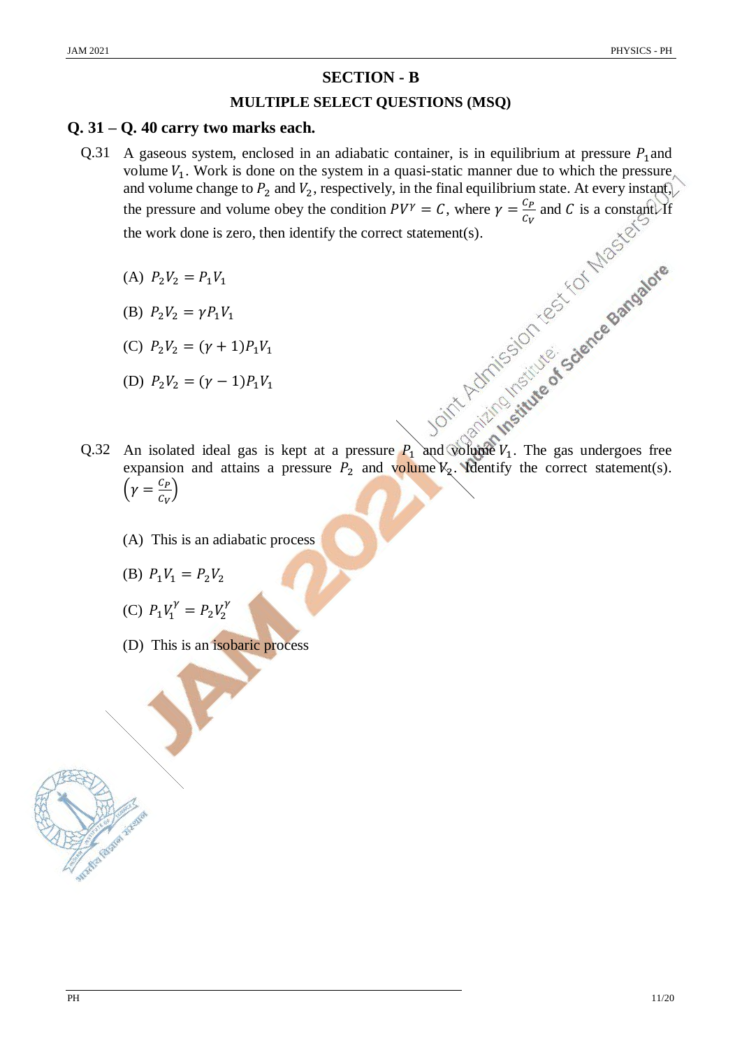# SECTION - B

## MULTIPLE SELECT QUESTIONS (MSQ)

### Q. 31 – Q. 40 carry two marks each.

Q.31 A gaseous system, enclosed in an adiabatic container, is in equilibrium at pressure $P_1$ and volume $V_1$. Work is done on the system in a quasi-static manner due to which the pressure and volume change to $P_2$ and $V_2$, respectively, in the final equilibrium state. At every instant, the pressure and volume obey the condition $PV^\gamma = C$, where $\gamma = \frac{C_P}{C_V}$ and $C$ is a constant. If the work done is zero, then identify the correct statement(s).

(A) $P_2V_2 = P_1V_1$

(B) $P_2V_2 = \gamma P_1V_1$

(C) $P_2V_2 = (\gamma + 1)P_1V_1$

(D) $P_2V_2 = (\gamma - 1)P_1V_1$

Q.32 An isolated ideal gas is kept at a pressure $P_1$ and volume $V_1$. The gas undergoes free expansion and attains a pressure $P_2$ and volume $V_2$. Identify the correct statement(s). $\left(\gamma = \frac{C_P}{C_V}\right)$

(A) This is an adiabatic process

(B) $P_1V_1 = P_2V_2$

(C) $P_1V_1^\gamma = P_2V_2^\gamma$

(D) This is an isobaric process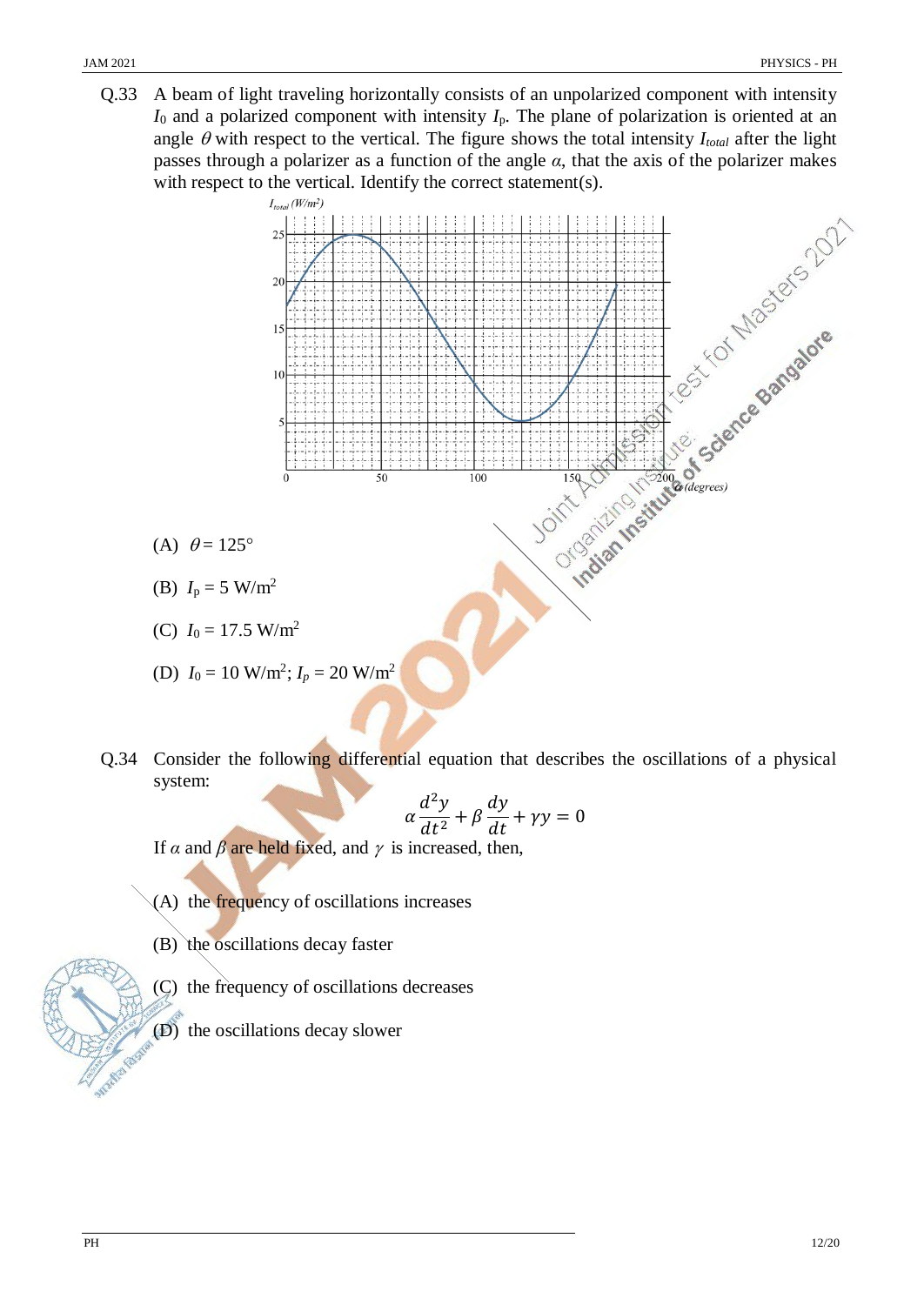Q.33 A beam of light traveling horizontally consists of an unpolarized component with intensity $I_0$ and a polarized component with intensity $I_p$. The plane of polarization is oriented at an angle $\theta$ with respect to the vertical. The figure shows the total intensity $I_{total}$ after the light passes through a polarizer as a function of the angle $\alpha$, that the axis of the polarizer makes with respect to the vertical. Identify the correct statement(s).

(A) $\theta = 125°$

(B) $I_p = 5$ W/m$^2$

(C) $I_0 = 17.5$ W/m$^2$

(D) $I_0 = 10$ W/m$^2$; $I_p = 20$ W/m$^2$

Q.34 Consider the following differential equation that describes the oscillations of a physical system:

$$\alpha \frac{d^2 y}{dt^2} + \beta \frac{dy}{dt} + \gamma y = 0$$

If $\alpha$ and $\beta$ are held fixed, and $\gamma$ is increased, then,

(A) the frequency of oscillations increases

(B) the oscillations decay faster

(C) the frequency of oscillations decreases

(D) the oscillations decay slower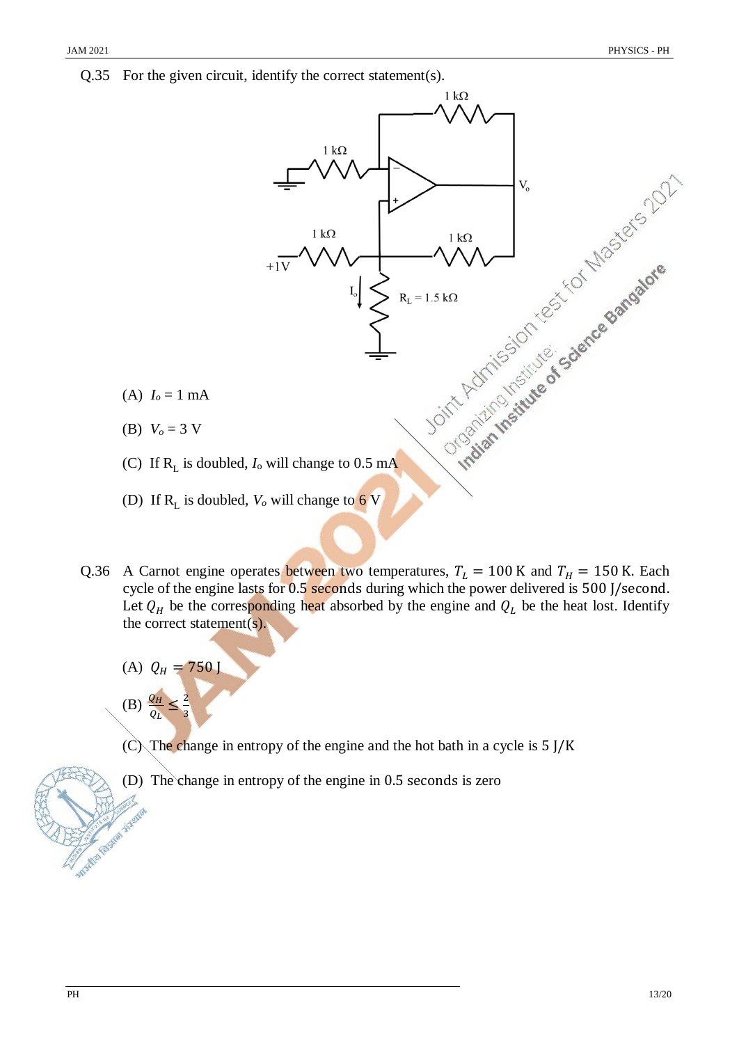Q.35 For the given circuit, identify the correct statement(s).

(A) $I_o = 1$ mA

(B) $V_o = 3$ V

(C) If $R_L$ is doubled, $I_o$ will change to 0.5 mA

(D) If $R_L$ is doubled, $V_o$ will change to 6 V

Q.36 A Carnot engine operates between two temperatures, $T_L = 100$ K and $T_H = 150$ K. Each cycle of the engine lasts for 0.5 seconds during which the power delivered is 500 J/second. Let $Q_H$ be the corresponding heat absorbed by the engine and $Q_L$ be the heat lost. Identify the correct statement(s).

(A) $Q_H = 750$ J

(B) $\frac{Q_H}{Q_L} \leq \frac{2}{3}$

(C) The change in entropy of the engine and the hot bath in a cycle is 5 J/K

(D) The change in entropy of the engine in 0.5 seconds is zero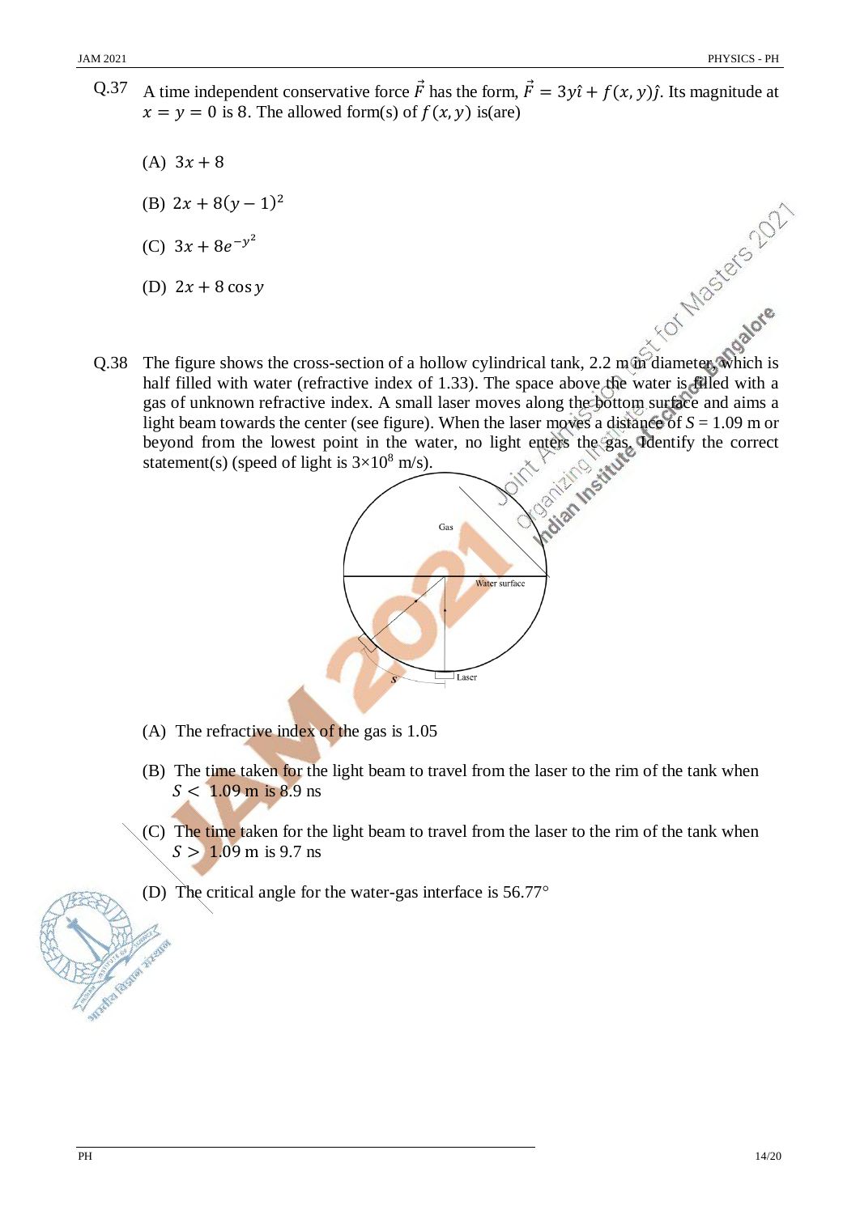Q.37 A time independent conservative force $\vec{F}$ has the form, $\vec{F} = 3y\hat{\imath} + f(x,y)\hat{\jmath}$. Its magnitude at $x = y = 0$ is 8. The allowed form(s) of $f(x,y)$ is(are)

(A) $3x + 8$

(B) $2x + 8(y-1)^2$

(C) $3x + 8e^{-y^2}$

(D) $2x + 8\cos y$

Q.38 The figure shows the cross-section of a hollow cylindrical tank, 2.2 m in diameter, which is half filled with water (refractive index of 1.33). The space above the water is filled with a gas of unknown refractive index. A small laser moves along the bottom surface and aims a light beam towards the center (see figure). When the laser moves a distance of $S = 1.09$ m or beyond from the lowest point in the water, no light enters the gas. Identify the correct statement(s) (speed of light is $3\times10^8$ m/s).

(A) The refractive index of the gas is 1.05

(B) The time taken for the light beam to travel from the laser to the rim of the tank when $S < 1.09$ m is 8.9 ns

(C) The time taken for the light beam to travel from the laser to the rim of the tank when $S > 1.09$ m is 9.7 ns

(D) The critical angle for the water-gas interface is 56.77°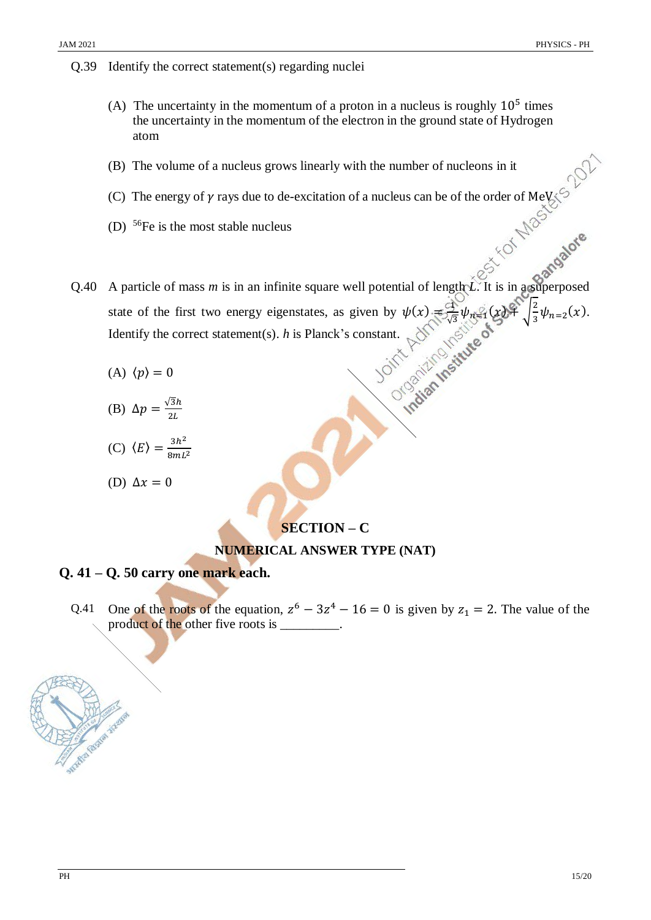Q.39 Identify the correct statement(s) regarding nuclei

(A) The uncertainty in the momentum of a proton in a nucleus is roughly $10^5$ times the uncertainty in the momentum of the electron in the ground state of Hydrogen atom

(B) The volume of a nucleus grows linearly with the number of nucleons in it

(C) The energy of $\gamma$ rays due to de-excitation of a nucleus can be of the order of MeV

(D) $^{56}$Fe is the most stable nucleus

Q.40 A particle of mass $m$ is in an infinite square well potential of length $L$. It is in a superposed state of the first two energy eigenstates, as given by $\psi(x) = \frac{1}{\sqrt{3}}\psi_{n=1}(x) + \sqrt{\frac{2}{3}}\psi_{n=2}(x)$. Identify the correct statement(s). $h$ is Planck's constant.

(A) $\langle p \rangle = 0$

(B) $\Delta p = \frac{\sqrt{3}h}{2L}$

(C) $\langle E \rangle = \frac{3h^2}{8mL^2}$

(D) $\Delta x = 0$

## SECTION – C

## NUMERICAL ANSWER TYPE (NAT)

**Q. 41 – Q. 50 carry one mark each.**

Q.41 One of the roots of the equation, $z^6 - 3z^4 - 16 = 0$ is given by $z_1 = 2$. The value of the product of the other five roots is _________.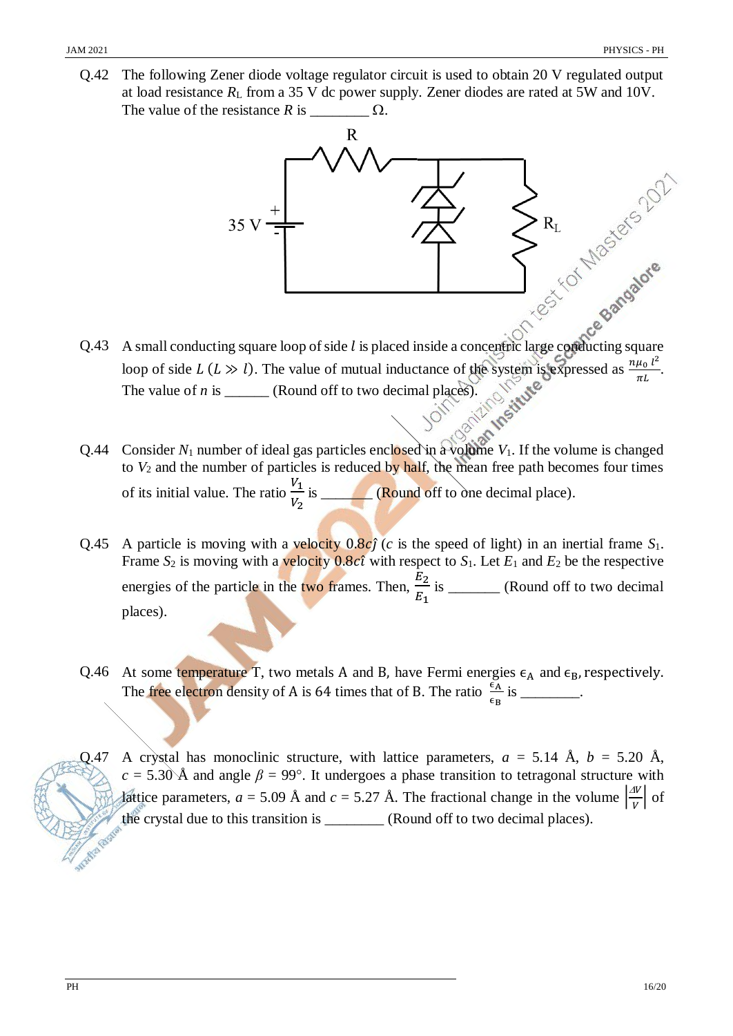Q.42 The following Zener diode voltage regulator circuit is used to obtain 20 V regulated output at load resistance $R_L$ from a 35 V dc power supply. Zener diodes are rated at 5W and 10V. The value of the resistance $R$ is ________ Ω.

Q.43 A small conducting square loop of side $l$ is placed inside a concentric large conducting square loop of side $L$ $(L \gg l)$. The value of mutual inductance of the system is expressed as $\frac{n\mu_0 l^2}{\pi L}$. The value of $n$ is ______ (Round off to two decimal places).

Q.44 Consider $N_1$ number of ideal gas particles enclosed in a volume $V_1$. If the volume is changed to $V_2$ and the number of particles is reduced by half, the mean free path becomes four times of its initial value. The ratio $\frac{V_1}{V_2}$ is _______ (Round off to one decimal place).

Q.45 A particle is moving with a velocity $0.8c\hat{j}$ ($c$ is the speed of light) in an inertial frame $S_1$. Frame $S_2$ is moving with a velocity $0.8c\hat{i}$ with respect to $S_1$. Let $E_1$ and $E_2$ be the respective energies of the particle in the two frames. Then, $\frac{E_2}{E_1}$ is _______ (Round off to two decimal places).

Q.46 At some temperature T, two metals A and B, have Fermi energies $\epsilon_A$ and $\epsilon_B$, respectively. The free electron density of A is 64 times that of B. The ratio $\frac{\epsilon_A}{\epsilon_B}$ is ________.

Q.47 A crystal has monoclinic structure, with lattice parameters, $a$ = 5.14 Å, $b$ = 5.20 Å, $c$ = 5.30 Å and angle $\beta$ = 99°. It undergoes a phase transition to tetragonal structure with lattice parameters, $a$ = 5.09 Å and $c$ = 5.27 Å. The fractional change in the volume $\left|\frac{\Delta V}{V}\right|$ of the crystal due to this transition is ________ (Round off to two decimal places).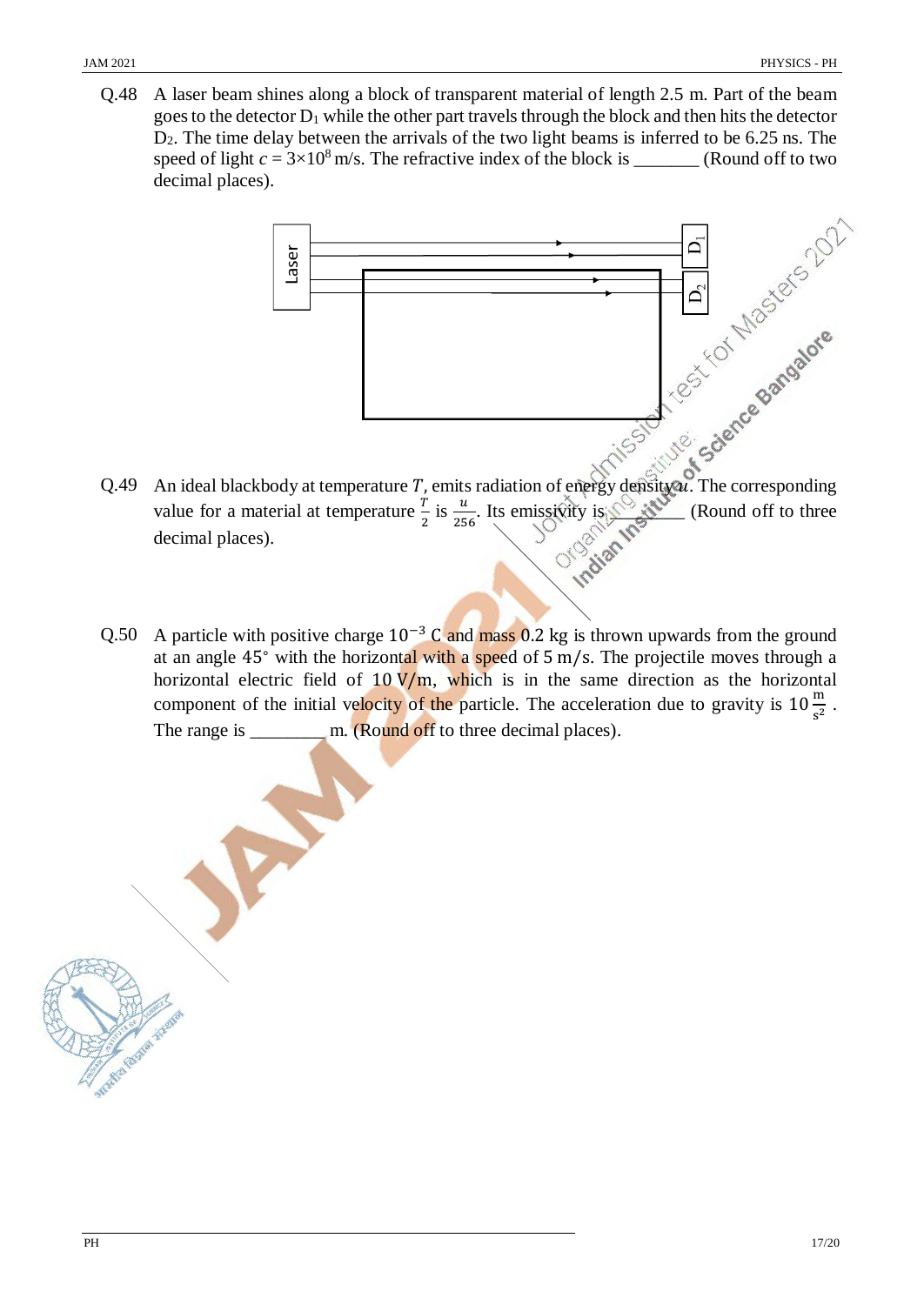Q.48 A laser beam shines along a block of transparent material of length 2.5 m. Part of the beam goes to the detector $D_1$ while the other part travels through the block and then hits the detector $D_2$. The time delay between the arrivals of the two light beams is inferred to be 6.25 ns. The speed of light $c = 3 \times 10^8$ m/s. The refractive index of the block is _______ (Round off to two decimal places).

Q.49 An ideal blackbody at temperature $T$, emits radiation of energy density $u$. The corresponding value for a material at temperature $\frac{T}{2}$ is $\frac{u}{256}$. Its emissivity is _______ (Round off to three decimal places).

Q.50 A particle with positive charge $10^{-3}$ C and mass 0.2 kg is thrown upwards from the ground at an angle 45° with the horizontal with a speed of 5 m/s. The projectile moves through a horizontal electric field of 10 V/m, which is in the same direction as the horizontal component of the initial velocity of the particle. The acceleration due to gravity is $10 \, \frac{\text{m}}{\text{s}^2}$. The range is ________ m. (Round off to three decimal places).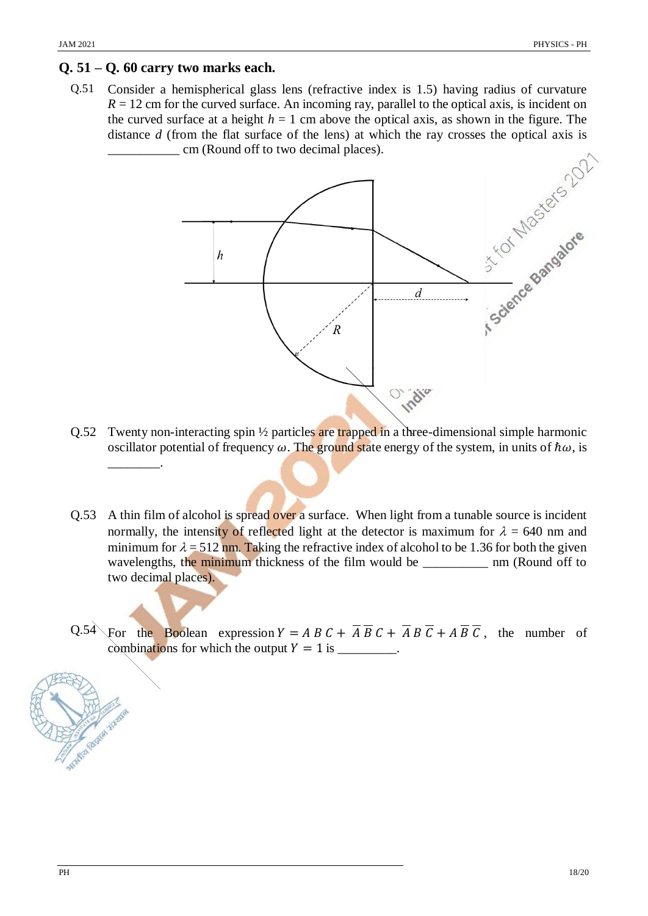## Q. 51 – Q. 60 carry two marks each.

Q.51 Consider a hemispherical glass lens (refractive index is 1.5) having radius of curvature $R$ = 12 cm for the curved surface. An incoming ray, parallel to the optical axis, is incident on the curved surface at a height $h$ = 1 cm above the optical axis, as shown in the figure. The distance $d$ (from the flat surface of the lens) at which the ray crosses the optical axis is ___________ cm (Round off to two decimal places).

Q.52 Twenty non-interacting spin ½ particles are trapped in a three-dimensional simple harmonic oscillator potential of frequency $\omega$. The ground state energy of the system, in units of $\hbar\omega$, is ________.

Q.53 A thin film of alcohol is spread over a surface. When light from a tunable source is incident normally, the intensity of reflected light at the detector is maximum for $\lambda$ = 640 nm and minimum for $\lambda$ = 512 nm. Taking the refractive index of alcohol to be 1.36 for both the given wavelengths, the minimum thickness of the film would be __________ nm (Round off to two decimal places).

Q.54 For the Boolean expression $Y = A\,B\,C + \overline{A}\,\overline{B}\,C + \overline{A}\,B\,\overline{C} + A\,\overline{B}\,\overline{C}$, the number of combinations for which the output $Y = 1$ is _________.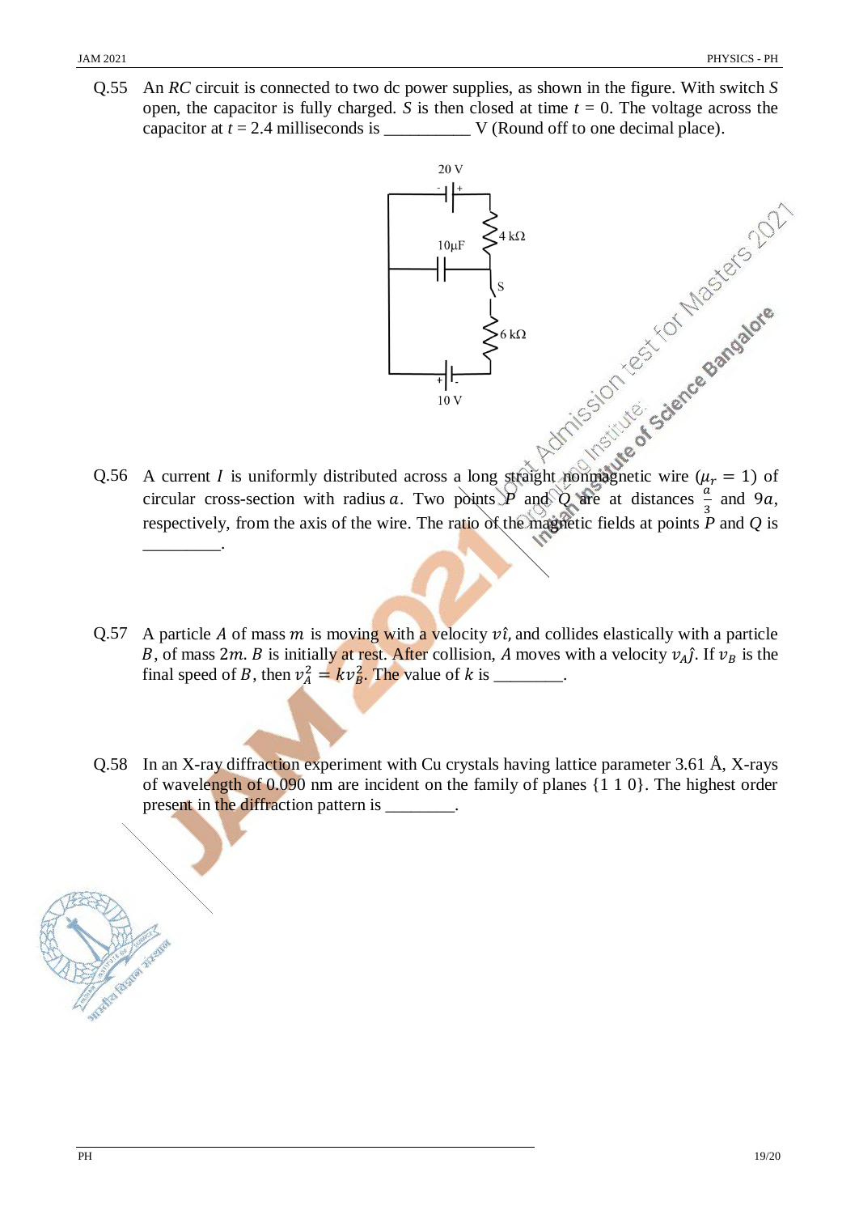Q.55 An *RC* circuit is connected to two dc power supplies, as shown in the figure. With switch *S* open, the capacitor is fully charged. *S* is then closed at time $t = 0$. The voltage across the capacitor at $t = 2.4$ milliseconds is __________ V (Round off to one decimal place).

20 V

4 kΩ

10μF

S

6 kΩ

10 V

Q.56 A current $I$ is uniformly distributed across a long straight nonmagnetic wire ($\mu_r = 1$) of circular cross-section with radius $a$. Two points $P$ and $Q$ are at distances $\frac{a}{3}$ and $9a$, respectively, from the axis of the wire. The ratio of the magnetic fields at points $P$ and $Q$ is _________.

Q.57 A particle $A$ of mass $m$ is moving with a velocity $v\hat{\imath}$, and collides elastically with a particle $B$, of mass $2m$. $B$ is initially at rest. After collision, $A$ moves with a velocity $v_A\hat{\jmath}$. If $v_B$ is the final speed of $B$, then $v_A^2 = kv_B^2$. The value of $k$ is ________.

Q.58 In an X-ray diffraction experiment with Cu crystals having lattice parameter 3.61 Å, X-rays of wavelength of 0.090 nm are incident on the family of planes {1 1 0}. The highest order present in the diffraction pattern is ________.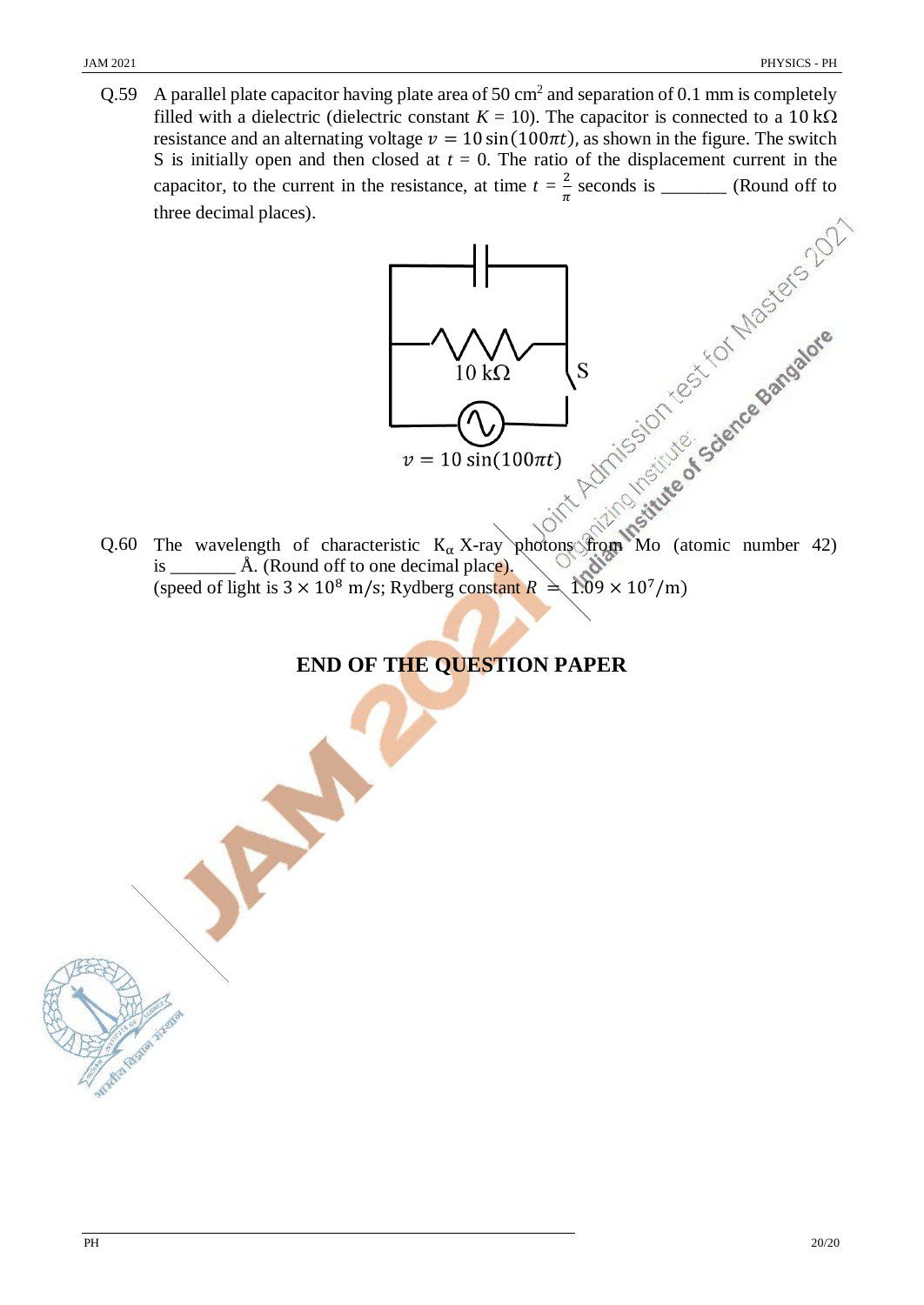Q.59 A parallel plate capacitor having plate area of 50 cm$^2$ and separation of 0.1 mm is completely filled with a dielectric (dielectric constant $K$ = 10). The capacitor is connected to a 10 kΩ resistance and an alternating voltage $v = 10\sin(100\pi t)$, as shown in the figure. The switch S is initially open and then closed at $t$ = 0. The ratio of the displacement current in the capacitor, to the current in the resistance, at time $t = \frac{2}{\pi}$ seconds is _______ (Round off to three decimal places).

10 kΩ

S

$v = 10\sin(100\pi t)$

Q.60 The wavelength of characteristic $K_\alpha$ X-ray photons from Mo (atomic number 42) is _______ Å. (Round off to one decimal place).
(speed of light is $3 \times 10^8$ m/s; Rydberg constant $R = 1.09 \times 10^7$/m)

## END OF THE QUESTION PAPER